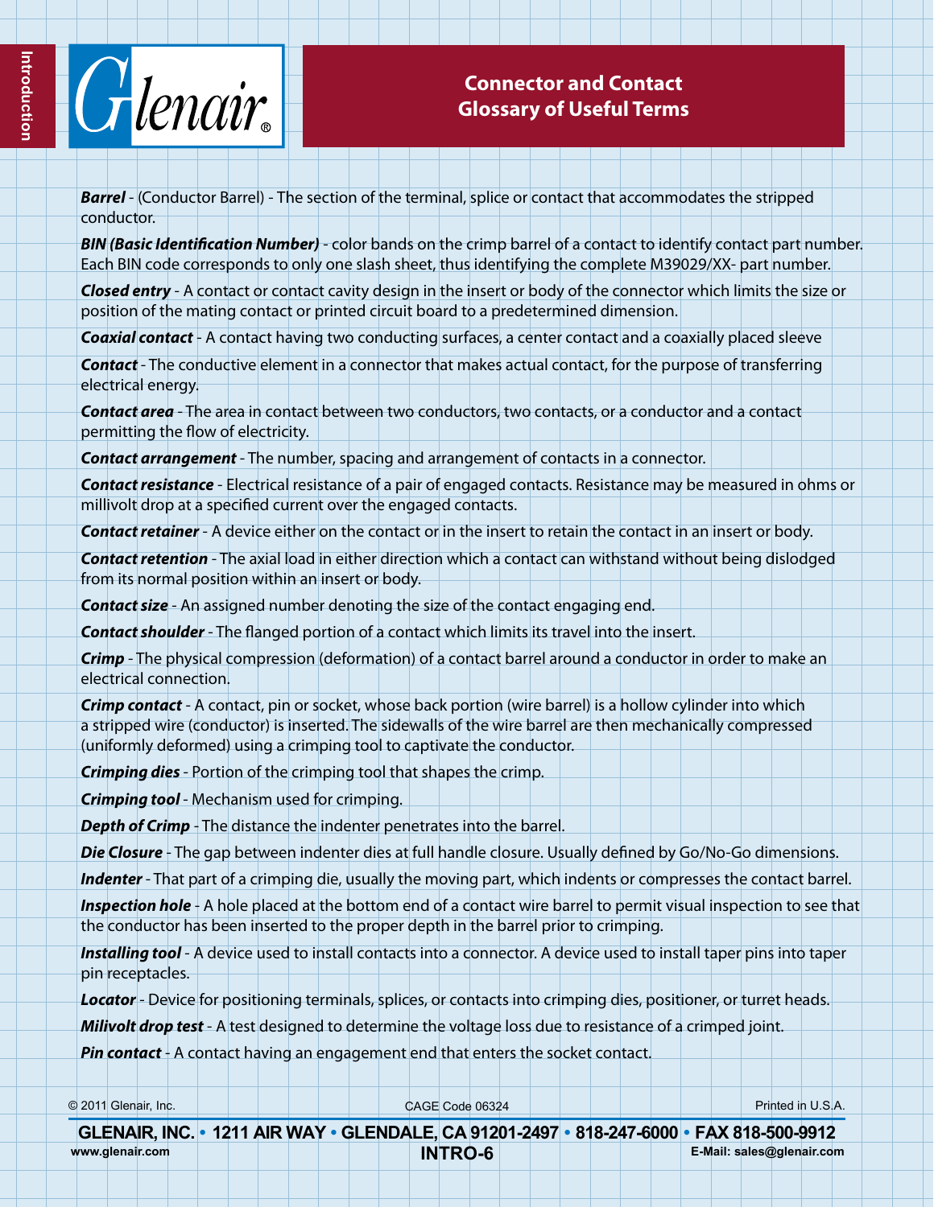# Connector and Contact Glossary of Useful Terms

***Barrel*** - (Conductor Barrel) - The section of the terminal, splice or contact that accommodates the stripped conductor.

***BIN (Basic Identification Number)*** - color bands on the crimp barrel of a contact to identify contact part number. Each BIN code corresponds to only one slash sheet, thus identifying the complete M39029/XX- part number.

***Closed entry*** - A contact or contact cavity design in the insert or body of the connector which limits the size or position of the mating contact or printed circuit board to a predetermined dimension.

***Coaxial contact*** - A contact having two conducting surfaces, a center contact and a coaxially placed sleeve

***Contact*** - The conductive element in a connector that makes actual contact, for the purpose of transferring electrical energy.

***Contact area*** - The area in contact between two conductors, two contacts, or a conductor and a contact permitting the flow of electricity.

***Contact arrangement*** - The number, spacing and arrangement of contacts in a connector.

***Contact resistance*** - Electrical resistance of a pair of engaged contacts. Resistance may be measured in ohms or millivolt drop at a specified current over the engaged contacts.

***Contact retainer*** - A device either on the contact or in the insert to retain the contact in an insert or body.

***Contact retention*** - The axial load in either direction which a contact can withstand without being dislodged from its normal position within an insert or body.

***Contact size*** - An assigned number denoting the size of the contact engaging end.

***Contact shoulder*** - The flanged portion of a contact which limits its travel into the insert.

***Crimp*** - The physical compression (deformation) of a contact barrel around a conductor in order to make an electrical connection.

***Crimp contact*** - A contact, pin or socket, whose back portion (wire barrel) is a hollow cylinder into which a stripped wire (conductor) is inserted. The sidewalls of the wire barrel are then mechanically compressed (uniformly deformed) using a crimping tool to captivate the conductor.

***Crimping dies*** - Portion of the crimping tool that shapes the crimp.

***Crimping tool*** - Mechanism used for crimping.

***Depth of Crimp*** - The distance the indenter penetrates into the barrel.

***Die Closure*** - The gap between indenter dies at full handle closure. Usually defined by Go/No-Go dimensions.

***Indenter*** - That part of a crimping die, usually the moving part, which indents or compresses the contact barrel.

***Inspection hole*** - A hole placed at the bottom end of a contact wire barrel to permit visual inspection to see that the conductor has been inserted to the proper depth in the barrel prior to crimping.

***Installing tool*** - A device used to install contacts into a connector. A device used to install taper pins into taper pin receptacles.

***Locator*** - Device for positioning terminals, splices, or contacts into crimping dies, positioner, or turret heads.

***Milivolt drop test*** - A test designed to determine the voltage loss due to resistance of a crimped joint.

***Pin contact*** - A contact having an engagement end that enters the socket contact.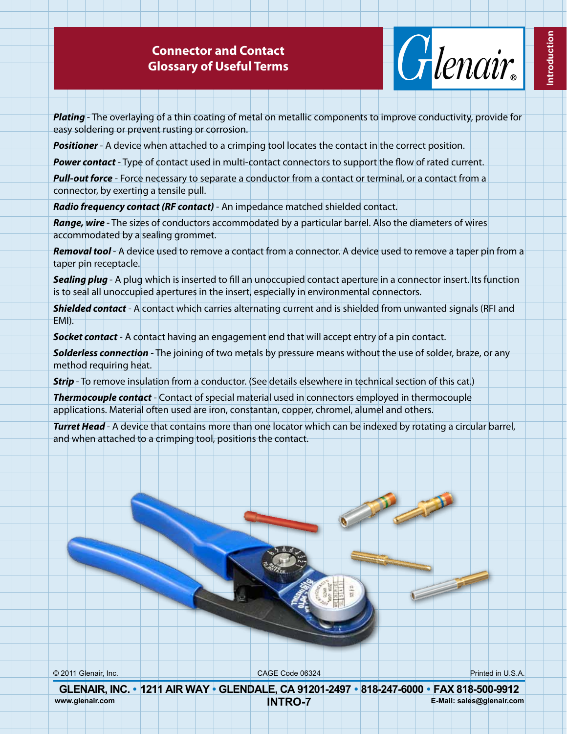# Connector and Contact Glossary of Useful Terms

***Plating*** - The overlaying of a thin coating of metal on metallic components to improve conductivity, provide for easy soldering or prevent rusting or corrosion.

***Positioner*** - A device when attached to a crimping tool locates the contact in the correct position.

***Power contact*** - Type of contact used in multi-contact connectors to support the flow of rated current.

***Pull-out force*** - Force necessary to separate a conductor from a contact or terminal, or a contact from a connector, by exerting a tensile pull.

***Radio frequency contact (RF contact)*** - An impedance matched shielded contact.

***Range, wire*** - The sizes of conductors accommodated by a particular barrel. Also the diameters of wires accommodated by a sealing grommet.

***Removal tool*** - A device used to remove a contact from a connector. A device used to remove a taper pin from a taper pin receptacle.

***Sealing plug*** - A plug which is inserted to fill an unoccupied contact aperture in a connector insert. Its function is to seal all unoccupied apertures in the insert, especially in environmental connectors.

***Shielded contact*** - A contact which carries alternating current and is shielded from unwanted signals (RFI and EMI).

***Socket contact*** - A contact having an engagement end that will accept entry of a pin contact.

***Solderless connection*** - The joining of two metals by pressure means without the use of solder, braze, or any method requiring heat.

***Strip*** - To remove insulation from a conductor. (See details elsewhere in technical section of this cat.)

***Thermocouple contact*** - Contact of special material used in connectors employed in thermocouple applications. Material often used are iron, constantan, copper, chromel, alumel and others.

***Turret Head*** - A device that contains more than one locator which can be indexed by rotating a circular barrel, and when attached to a crimping tool, positions the contact.

© 2011 Glenair, Inc. CAGE Code 06324 Printed in U.S.A.

**GLENAIR, INC. • 1211 AIR WAY • GLENDALE, CA 91201-2497 • 818-247-6000 • FAX 818-500-9912**

www.glenair.com E-Mail: sales@glenair.com